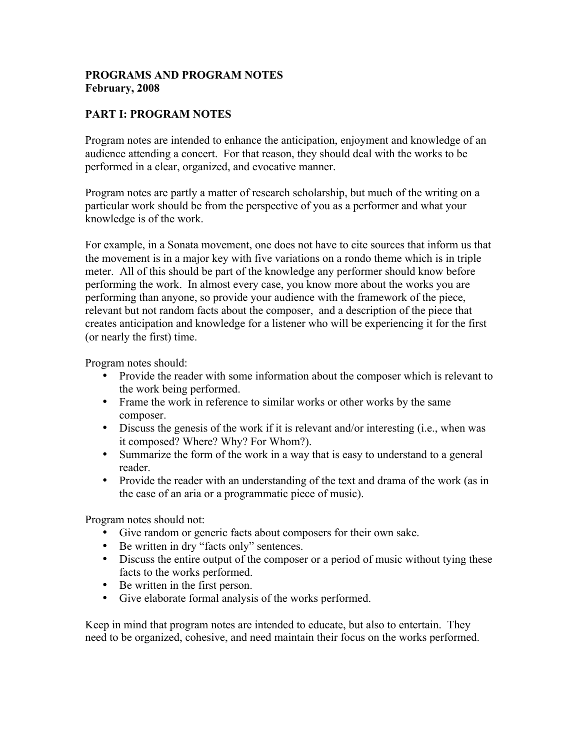**PROGRAMS AND PROGRAM NOTES**
**February, 2008**

## PART I: PROGRAM NOTES

Program notes are intended to enhance the anticipation, enjoyment and knowledge of an audience attending a concert. For that reason, they should deal with the works to be performed in a clear, organized, and evocative manner.

Program notes are partly a matter of research scholarship, but much of the writing on a particular work should be from the perspective of you as a performer and what your knowledge is of the work.

For example, in a Sonata movement, one does not have to cite sources that inform us that the movement is in a major key with five variations on a rondo theme which is in triple meter. All of this should be part of the knowledge any performer should know before performing the work. In almost every case, you know more about the works you are performing than anyone, so provide your audience with the framework of the piece, relevant but not random facts about the composer, and a description of the piece that creates anticipation and knowledge for a listener who will be experiencing it for the first (or nearly the first) time.

Program notes should:

- Provide the reader with some information about the composer which is relevant to the work being performed.
- Frame the work in reference to similar works or other works by the same composer.
- Discuss the genesis of the work if it is relevant and/or interesting (i.e., when was it composed? Where? Why? For Whom?).
- Summarize the form of the work in a way that is easy to understand to a general reader.
- Provide the reader with an understanding of the text and drama of the work (as in the case of an aria or a programmatic piece of music).

Program notes should not:

- Give random or generic facts about composers for their own sake.
- Be written in dry "facts only" sentences.
- Discuss the entire output of the composer or a period of music without tying these facts to the works performed.
- Be written in the first person.
- Give elaborate formal analysis of the works performed.

Keep in mind that program notes are intended to educate, but also to entertain. They need to be organized, cohesive, and need maintain their focus on the works performed.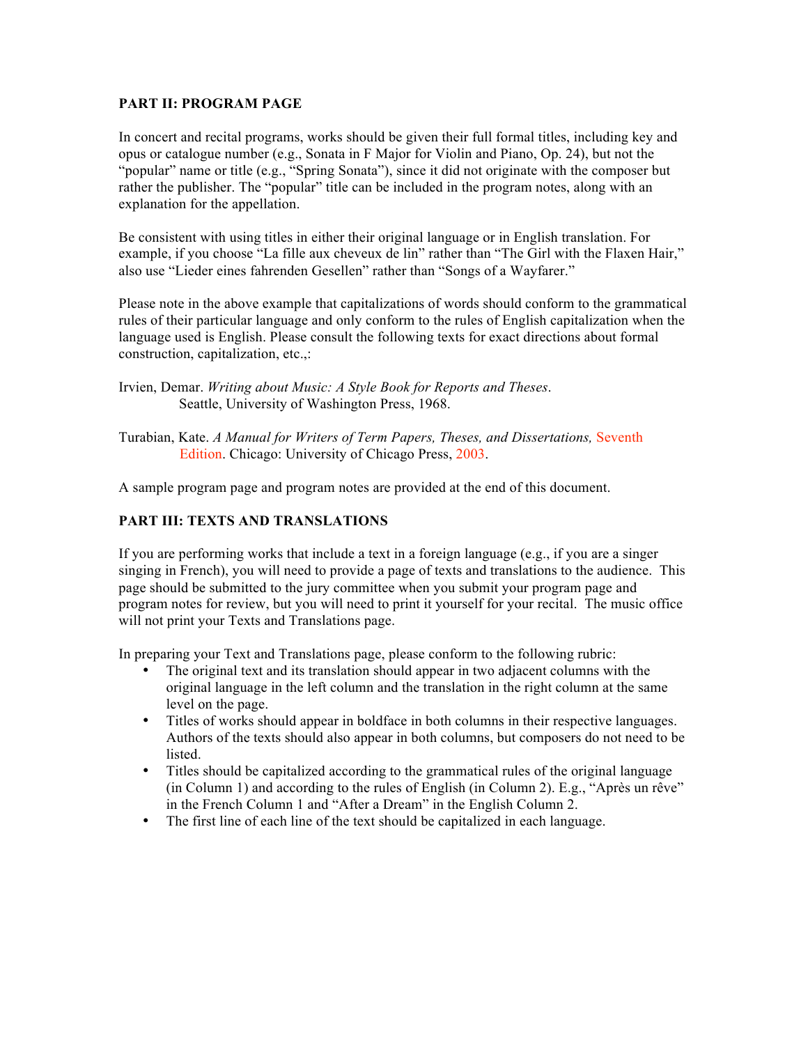**PART II: PROGRAM PAGE**

In concert and recital programs, works should be given their full formal titles, including key and opus or catalogue number (e.g., Sonata in F Major for Violin and Piano, Op. 24), but not the "popular" name or title (e.g., "Spring Sonata"), since it did not originate with the composer but rather the publisher. The "popular" title can be included in the program notes, along with an explanation for the appellation.

Be consistent with using titles in either their original language or in English translation. For example, if you choose "La fille aux cheveux de lin" rather than "The Girl with the Flaxen Hair," also use "Lieder eines fahrenden Gesellen" rather than "Songs of a Wayfarer."

Please note in the above example that capitalizations of words should conform to the grammatical rules of their particular language and only conform to the rules of English capitalization when the language used is English. Please consult the following texts for exact directions about formal construction, capitalization, etc.,:

Irvien, Demar. *Writing about Music: A Style Book for Reports and Theses*. Seattle, University of Washington Press, 1968.

Turabian, Kate. *A Manual for Writers of Term Papers, Theses, and Dissertations,* Seventh Edition. Chicago: University of Chicago Press, 2003.

A sample program page and program notes are provided at the end of this document.

**PART III: TEXTS AND TRANSLATIONS**

If you are performing works that include a text in a foreign language (e.g., if you are a singer singing in French), you will need to provide a page of texts and translations to the audience. This page should be submitted to the jury committee when you submit your program page and program notes for review, but you will need to print it yourself for your recital. The music office will not print your Texts and Translations page.

In preparing your Text and Translations page, please conform to the following rubric:

- The original text and its translation should appear in two adjacent columns with the original language in the left column and the translation in the right column at the same level on the page.
- Titles of works should appear in boldface in both columns in their respective languages. Authors of the texts should also appear in both columns, but composers do not need to be listed.
- Titles should be capitalized according to the grammatical rules of the original language (in Column 1) and according to the rules of English (in Column 2). E.g., "Après un rêve" in the French Column 1 and "After a Dream" in the English Column 2.
- The first line of each line of the text should be capitalized in each language.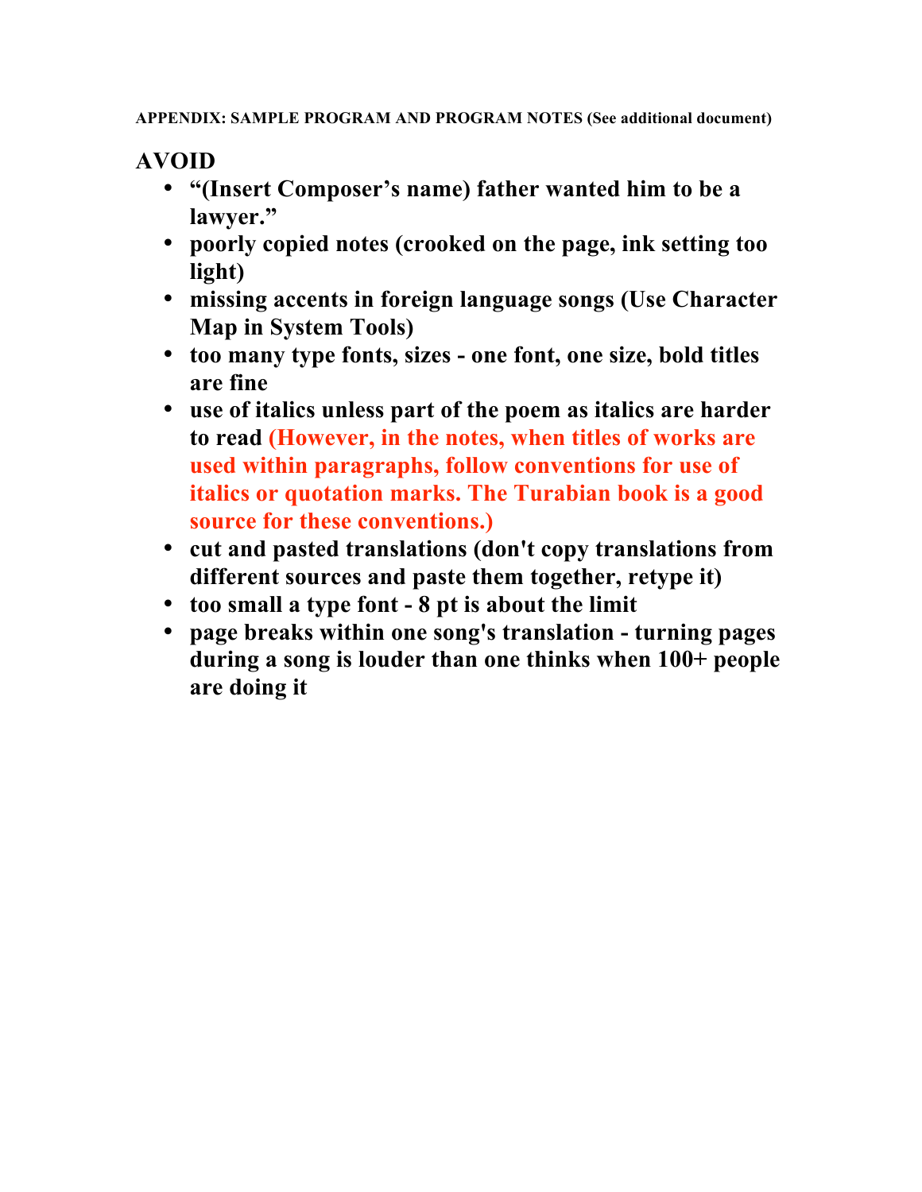**APPENDIX: SAMPLE PROGRAM AND PROGRAM NOTES (See additional document)**

## AVOID

- **"(Insert Composer's name) father wanted him to be a lawyer."**
- **poorly copied notes (crooked on the page, ink setting too light)**
- **missing accents in foreign language songs (Use Character Map in System Tools)**
- **too many type fonts, sizes - one font, one size, bold titles are fine**
- **use of italics unless part of the poem as italics are harder to read (However, in the notes, when titles of works are used within paragraphs, follow conventions for use of italics or quotation marks. The Turabian book is a good source for these conventions.)**
- **cut and pasted translations (don't copy translations from different sources and paste them together, retype it)**
- **too small a type font - 8 pt is about the limit**
- **page breaks within one song's translation - turning pages during a song is louder than one thinks when 100+ people are doing it**